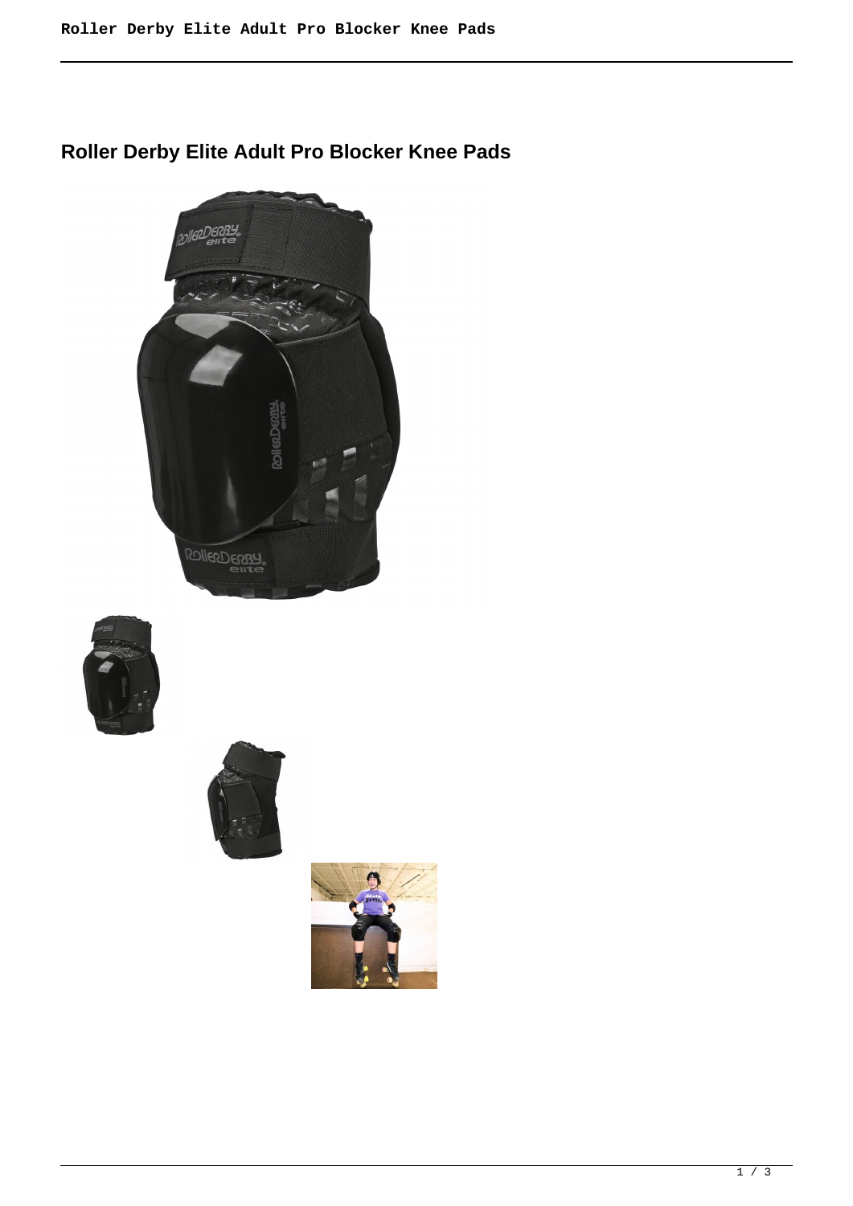# Roller Derby Elite Adult Pro Blocker Knee Pads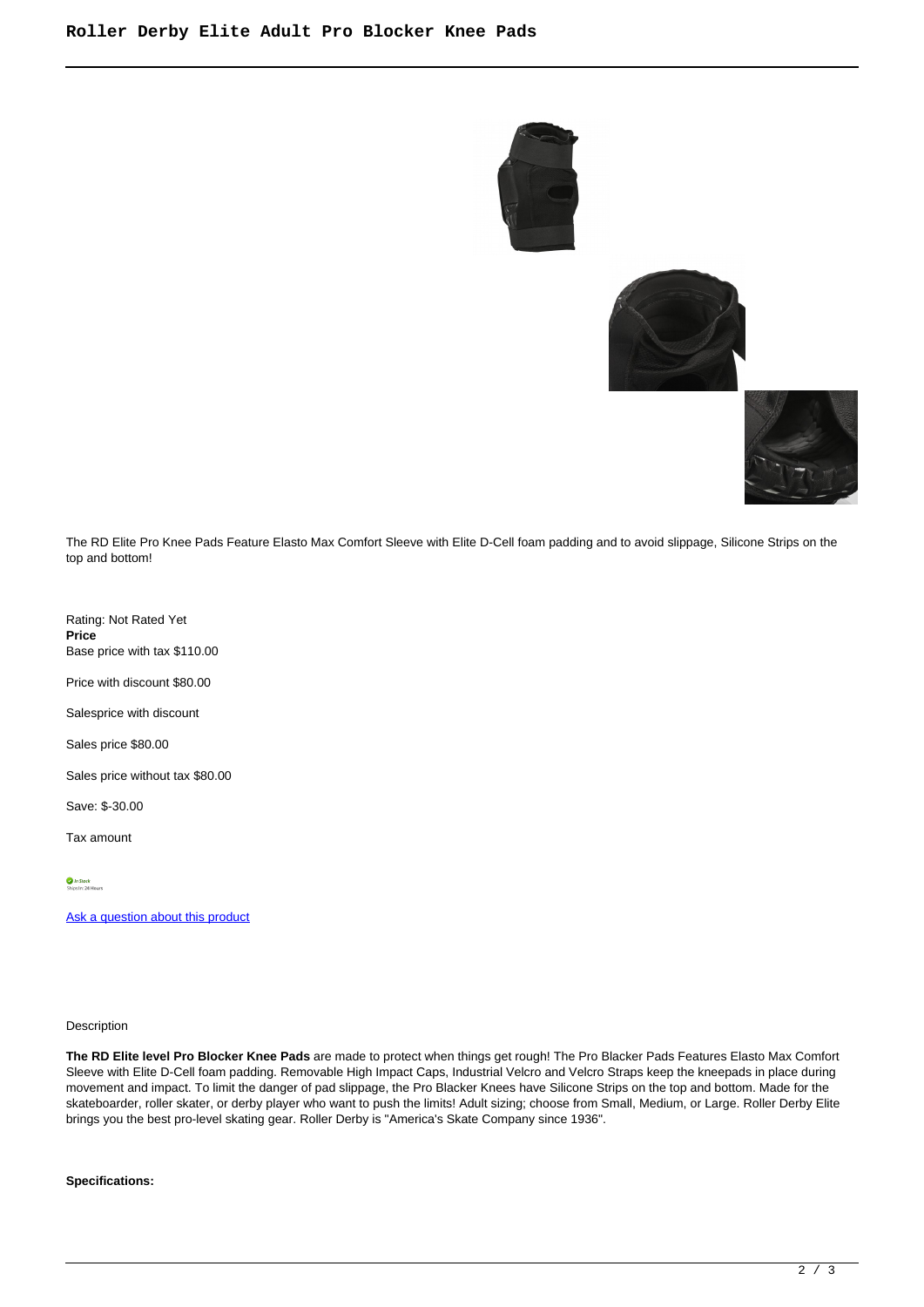The RD Elite Pro Knee Pads Feature Elasto Max Comfort Sleeve with Elite D-Cell foam padding and to avoid slippage, Silicone Strips on the top and bottom!

Rating: Not Rated Yet
**Price**
Base price with tax $110.00

Price with discount $80.00

Salesprice with discount

Sales price $80.00

Sales price without tax $80.00

Save: $-30.00

Tax amount

[Ask a question about this product]()

Description

**The RD Elite level Pro Blocker Knee Pads** are made to protect when things get rough! The Pro Blacker Pads Features Elasto Max Comfort Sleeve with Elite D-Cell foam padding. Removable High Impact Caps, Industrial Velcro and Velcro Straps keep the kneepads in place during movement and impact. To limit the danger of pad slippage, the Pro Blacker Knees have Silicone Strips on the top and bottom. Made for the skateboarder, roller skater, or derby player who want to push the limits! Adult sizing; choose from Small, Medium, or Large. Roller Derby Elite brings you the best pro-level skating gear. Roller Derby is "America's Skate Company since 1936".

**Specifications:**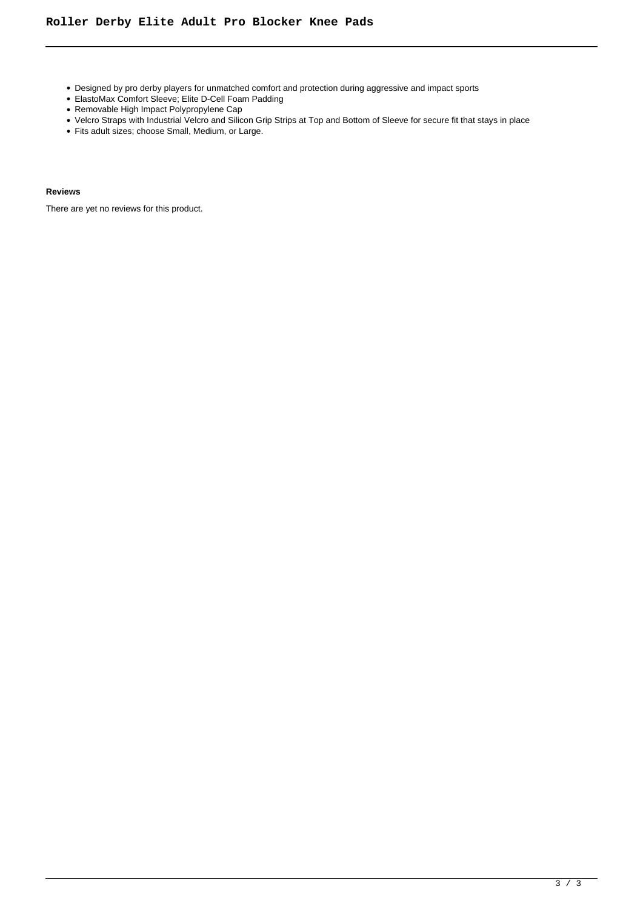# Roller Derby Elite Adult Pro Blocker Knee Pads

- Designed by pro derby players for unmatched comfort and protection during aggressive and impact sports
- ElastoMax Comfort Sleeve; Elite D-Cell Foam Padding
- Removable High Impact Polypropylene Cap
- Velcro Straps with Industrial Velcro and Silicon Grip Strips at Top and Bottom of Sleeve for secure fit that stays in place
- Fits adult sizes; choose Small, Medium, or Large.

**Reviews**

There are yet no reviews for this product.